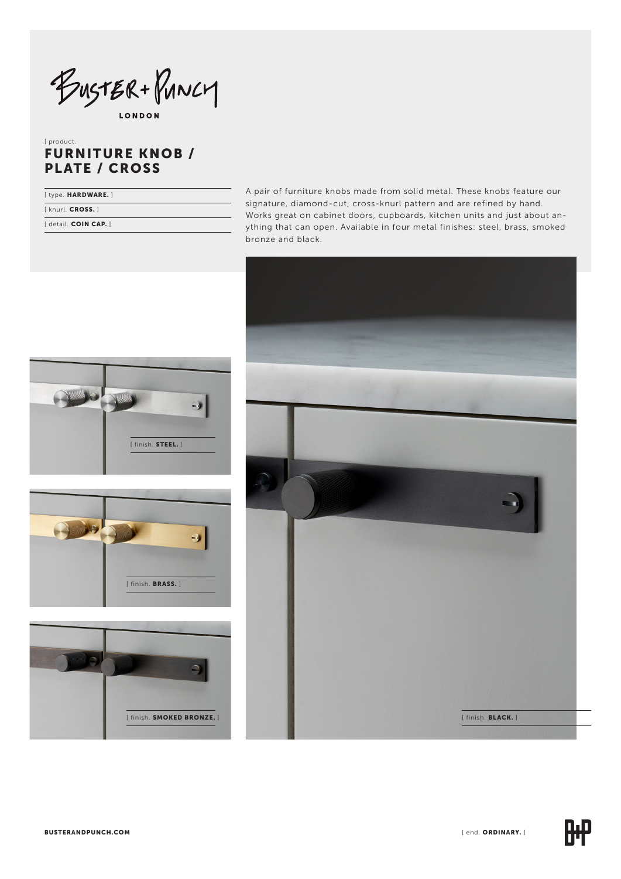BUSTER + PUNCH

LONDON

[ product.

# FURNITURE KNOB / PLATE / CROSS

[ type. **HARDWARE.** ]

[ knurl. **CROSS.** ]

[ detail. **COIN CAP.** ]

A pair of furniture knobs made from solid metal. These knobs feature our signature, diamond-cut, cross-knurl pattern and are refined by hand. Works great on cabinet doors, cupboards, kitchen units and just about anything that can open. Available in four metal finishes: steel, brass, smoked bronze and black.

[ finish. **STEEL.** ]

[ finish. **BRASS.** ]

[ finish. **SMOKED BRONZE.** ]

[ finish. **BLACK.** ]

**BUSTERANDPUNCH.COM**

[ end. **ORDINARY.** ]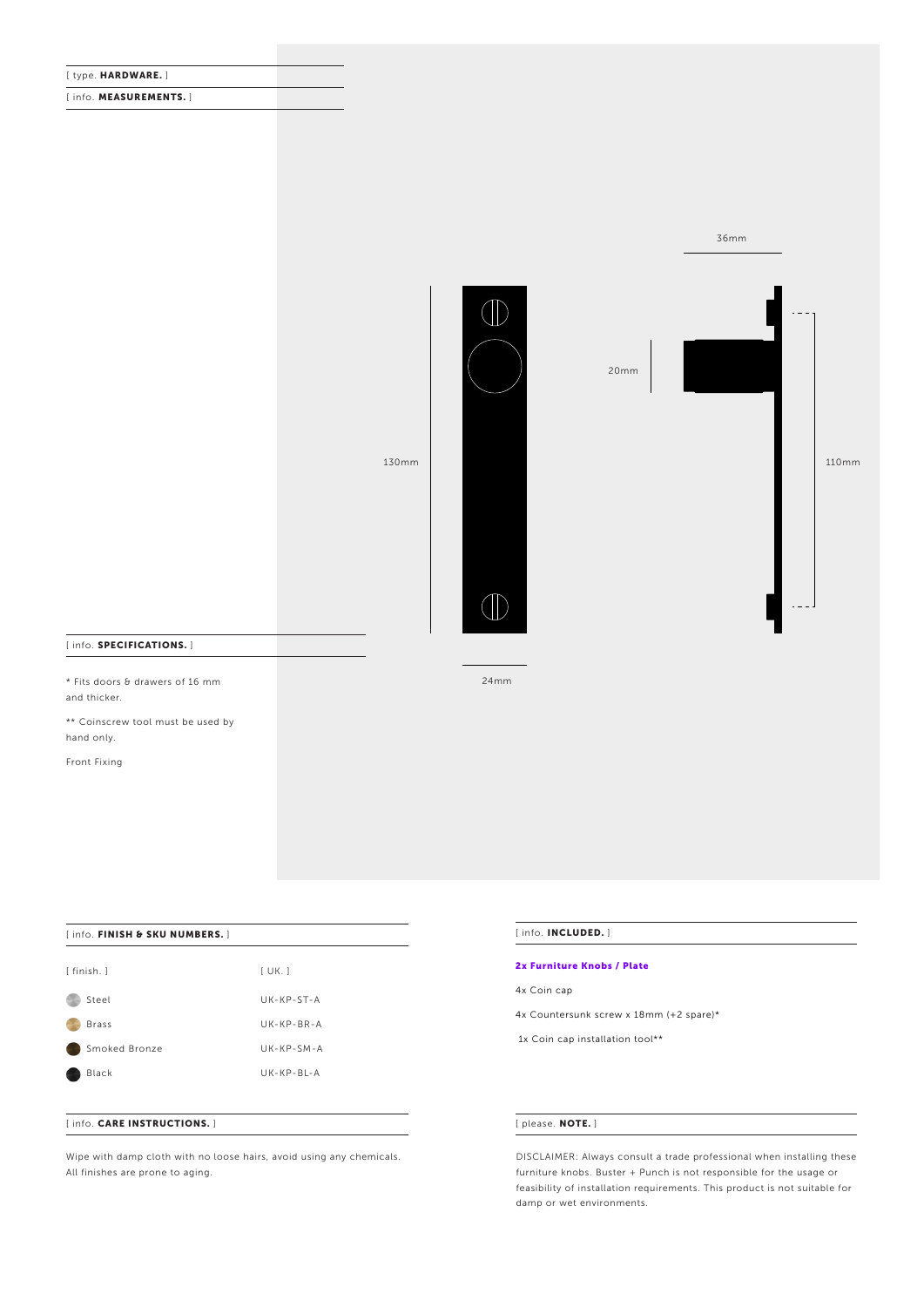[ type. **HARDWARE.** ]

[ info. **MEASUREMENTS.** ]

36mm

20mm

130mm

110mm

24mm

[ info. **SPECIFICATIONS.** ]

* Fits doors & drawers of 16 mm and thicker.

** Coinscrew tool must be used by hand only.

Front Fixing

[ info. **FINISH & SKU NUMBERS.** ]

| [ finish. ] | [ UK. ] |
|---|---|
| Steel | UK-KP-ST-A |
| Brass | UK-KP-BR-A |
| Smoked Bronze | UK-KP-SM-A |
| Black | UK-KP-BL-A |

[ info. **INCLUDED.** ]

**2x Furniture Knobs / Plate**

4x Coin cap

4x Countersunk screw x 18mm (+2 spare)*

1x Coin cap installation tool**

[ info. **CARE INSTRUCTIONS.** ]

Wipe with damp cloth with no loose hairs, avoid using any chemicals. All finishes are prone to aging.

[ please. **NOTE.** ]

DISCLAIMER: Always consult a trade professional when installing these furniture knobs. Buster + Punch is not responsible for the usage or feasibility of installation requirements. This product is not suitable for damp or wet environments.